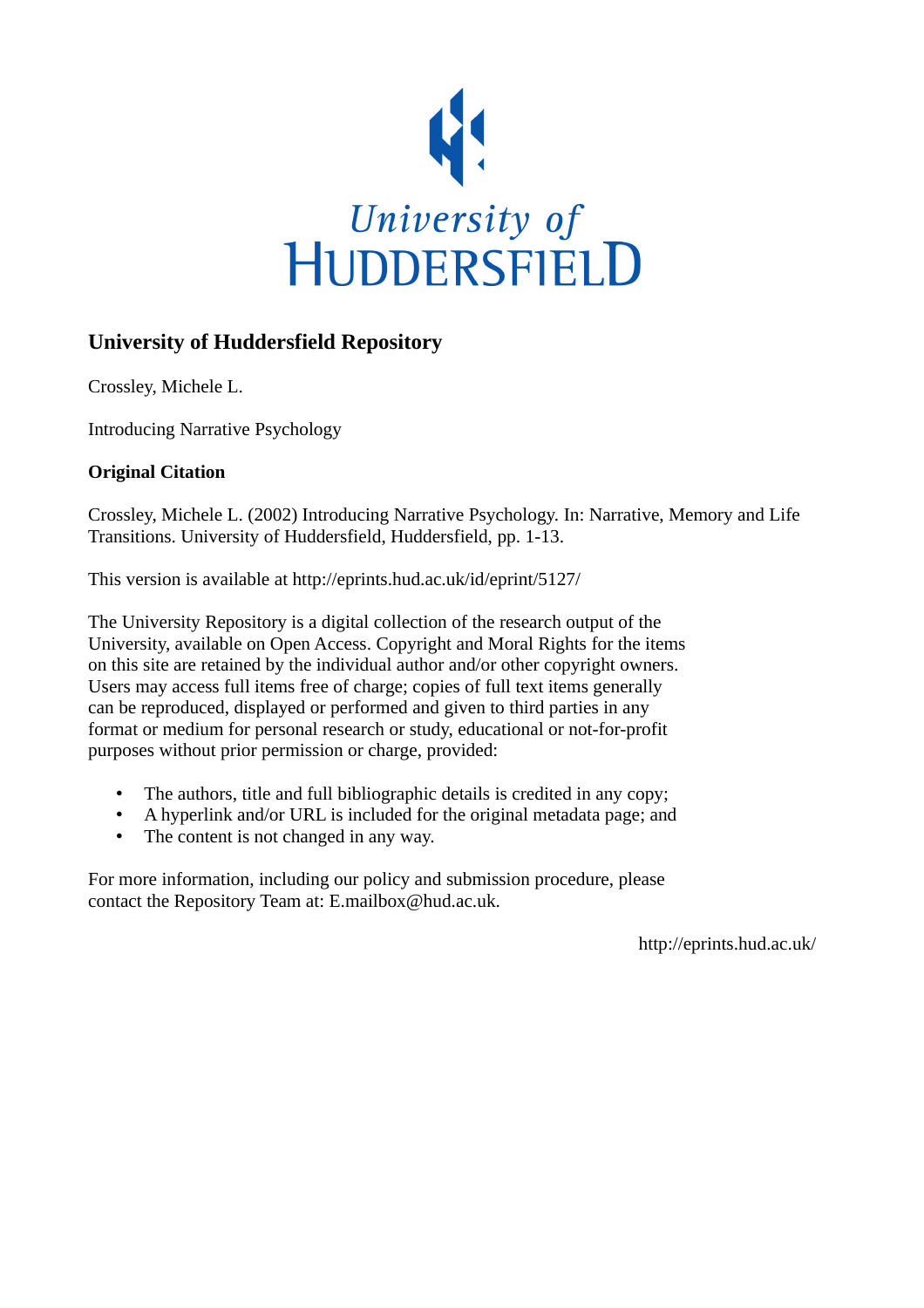University of HUDDERSFIELD

## University of Huddersfield Repository

Crossley, Michele L.

Introducing Narrative Psychology

### Original Citation

Crossley, Michele L. (2002) Introducing Narrative Psychology. In: Narrative, Memory and Life Transitions. University of Huddersfield, Huddersfield, pp. 1-13.

This version is available at http://eprints.hud.ac.uk/id/eprint/5127/

The University Repository is a digital collection of the research output of the University, available on Open Access. Copyright and Moral Rights for the items on this site are retained by the individual author and/or other copyright owners. Users may access full items free of charge; copies of full text items generally can be reproduced, displayed or performed and given to third parties in any format or medium for personal research or study, educational or not-for-profit purposes without prior permission or charge, provided:

- The authors, title and full bibliographic details is credited in any copy;
- A hyperlink and/or URL is included for the original metadata page; and
- The content is not changed in any way.

For more information, including our policy and submission procedure, please contact the Repository Team at: E.mailbox@hud.ac.uk.

http://eprints.hud.ac.uk/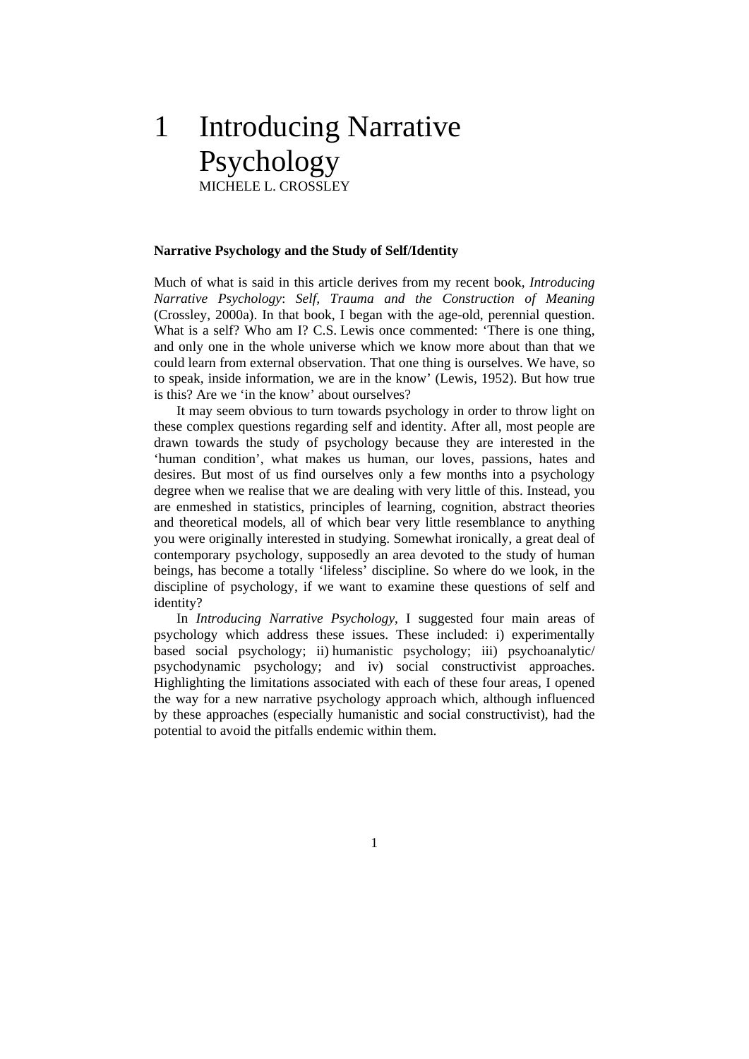# 1 Introducing Narrative Psychology

MICHELE L. CROSSLEY

## Narrative Psychology and the Study of Self/Identity

Much of what is said in this article derives from my recent book, *Introducing Narrative Psychology*: *Self, Trauma and the Construction of Meaning* (Crossley, 2000a). In that book, I began with the age-old, perennial question. What is a self? Who am I? C.S. Lewis once commented: 'There is one thing, and only one in the whole universe which we know more about than that we could learn from external observation. That one thing is ourselves. We have, so to speak, inside information, we are in the know' (Lewis, 1952). But how true is this? Are we 'in the know' about ourselves?

It may seem obvious to turn towards psychology in order to throw light on these complex questions regarding self and identity. After all, most people are drawn towards the study of psychology because they are interested in the 'human condition', what makes us human, our loves, passions, hates and desires. But most of us find ourselves only a few months into a psychology degree when we realise that we are dealing with very little of this. Instead, you are enmeshed in statistics, principles of learning, cognition, abstract theories and theoretical models, all of which bear very little resemblance to anything you were originally interested in studying. Somewhat ironically, a great deal of contemporary psychology, supposedly an area devoted to the study of human beings, has become a totally 'lifeless' discipline. So where do we look, in the discipline of psychology, if we want to examine these questions of self and identity?

In *Introducing Narrative Psychology*, I suggested four main areas of psychology which address these issues. These included: i) experimentally based social psychology; ii) humanistic psychology; iii) psychoanalytic/ psychodynamic psychology; and iv) social constructivist approaches. Highlighting the limitations associated with each of these four areas, I opened the way for a new narrative psychology approach which, although influenced by these approaches (especially humanistic and social constructivist), had the potential to avoid the pitfalls endemic within them.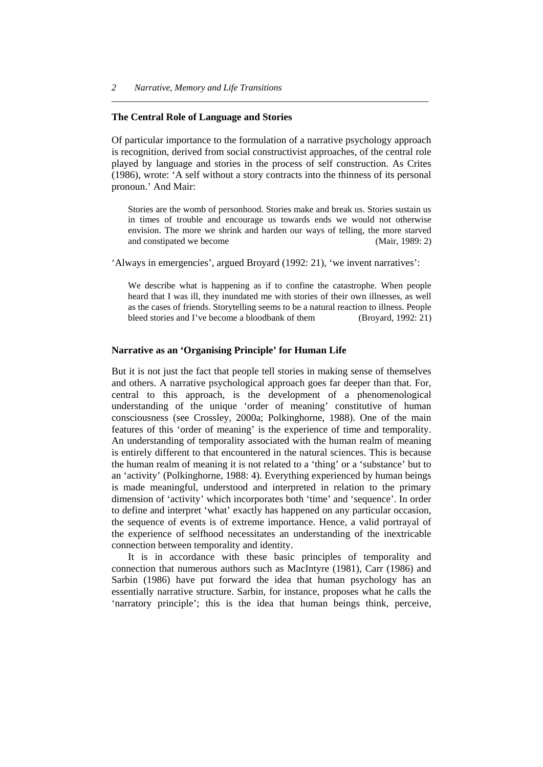## The Central Role of Language and Stories

Of particular importance to the formulation of a narrative psychology approach is recognition, derived from social constructivist approaches, of the central role played by language and stories in the process of self construction. As Crites (1986), wrote: 'A self without a story contracts into the thinness of its personal pronoun.' And Mair:

> Stories are the womb of personhood. Stories make and break us. Stories sustain us in times of trouble and encourage us towards ends we would not otherwise envision. The more we shrink and harden our ways of telling, the more starved and constipated we become (Mair, 1989: 2)

'Always in emergencies', argued Broyard (1992: 21), 'we invent narratives':

> We describe what is happening as if to confine the catastrophe. When people heard that I was ill, they inundated me with stories of their own illnesses, as well as the cases of friends. Storytelling seems to be a natural reaction to illness. People bleed stories and I've become a bloodbank of them (Broyard, 1992: 21)

## Narrative as an 'Organising Principle' for Human Life

But it is not just the fact that people tell stories in making sense of themselves and others. A narrative psychological approach goes far deeper than that. For, central to this approach, is the development of a phenomenological understanding of the unique 'order of meaning' constitutive of human consciousness (see Crossley, 2000a; Polkinghorne, 1988). One of the main features of this 'order of meaning' is the experience of time and temporality. An understanding of temporality associated with the human realm of meaning is entirely different to that encountered in the natural sciences. This is because the human realm of meaning it is not related to a 'thing' or a 'substance' but to an 'activity' (Polkinghorne, 1988: 4). Everything experienced by human beings is made meaningful, understood and interpreted in relation to the primary dimension of 'activity' which incorporates both 'time' and 'sequence'. In order to define and interpret 'what' exactly has happened on any particular occasion, the sequence of events is of extreme importance. Hence, a valid portrayal of the experience of selfhood necessitates an understanding of the inextricable connection between temporality and identity.

It is in accordance with these basic principles of temporality and connection that numerous authors such as MacIntyre (1981), Carr (1986) and Sarbin (1986) have put forward the idea that human psychology has an essentially narrative structure. Sarbin, for instance, proposes what he calls the 'narratory principle'; this is the idea that human beings think, perceive,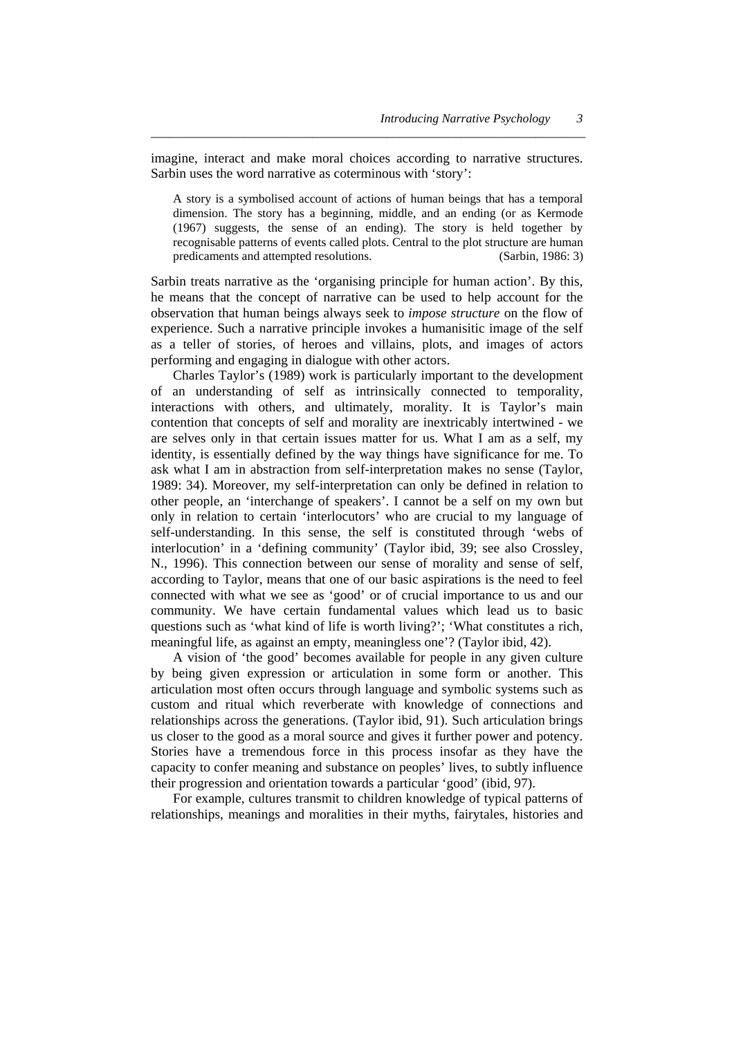imagine, interact and make moral choices according to narrative structures. Sarbin uses the word narrative as coterminous with 'story':

> A story is a symbolised account of actions of human beings that has a temporal dimension. The story has a beginning, middle, and an ending (or as Kermode (1967) suggests, the sense of an ending). The story is held together by recognisable patterns of events called plots. Central to the plot structure are human predicaments and attempted resolutions. (Sarbin, 1986: 3)

Sarbin treats narrative as the 'organising principle for human action'. By this, he means that the concept of narrative can be used to help account for the observation that human beings always seek to *impose structure* on the flow of experience. Such a narrative principle invokes a humanisitic image of the self as a teller of stories, of heroes and villains, plots, and images of actors performing and engaging in dialogue with other actors.

Charles Taylor's (1989) work is particularly important to the development of an understanding of self as intrinsically connected to temporality, interactions with others, and ultimately, morality. It is Taylor's main contention that concepts of self and morality are inextricably intertwined - we are selves only in that certain issues matter for us. What I am as a self, my identity, is essentially defined by the way things have significance for me. To ask what I am in abstraction from self-interpretation makes no sense (Taylor, 1989: 34). Moreover, my self-interpretation can only be defined in relation to other people, an 'interchange of speakers'. I cannot be a self on my own but only in relation to certain 'interlocutors' who are crucial to my language of self-understanding. In this sense, the self is constituted through 'webs of interlocution' in a 'defining community' (Taylor ibid, 39; see also Crossley, N., 1996). This connection between our sense of morality and sense of self, according to Taylor, means that one of our basic aspirations is the need to feel connected with what we see as 'good' or of crucial importance to us and our community. We have certain fundamental values which lead us to basic questions such as 'what kind of life is worth living?'; 'What constitutes a rich, meaningful life, as against an empty, meaningless one'? (Taylor ibid, 42).

A vision of 'the good' becomes available for people in any given culture by being given expression or articulation in some form or another. This articulation most often occurs through language and symbolic systems such as custom and ritual which reverberate with knowledge of connections and relationships across the generations. (Taylor ibid, 91). Such articulation brings us closer to the good as a moral source and gives it further power and potency. Stories have a tremendous force in this process insofar as they have the capacity to confer meaning and substance on peoples' lives, to subtly influence their progression and orientation towards a particular 'good' (ibid, 97).

For example, cultures transmit to children knowledge of typical patterns of relationships, meanings and moralities in their myths, fairytales, histories and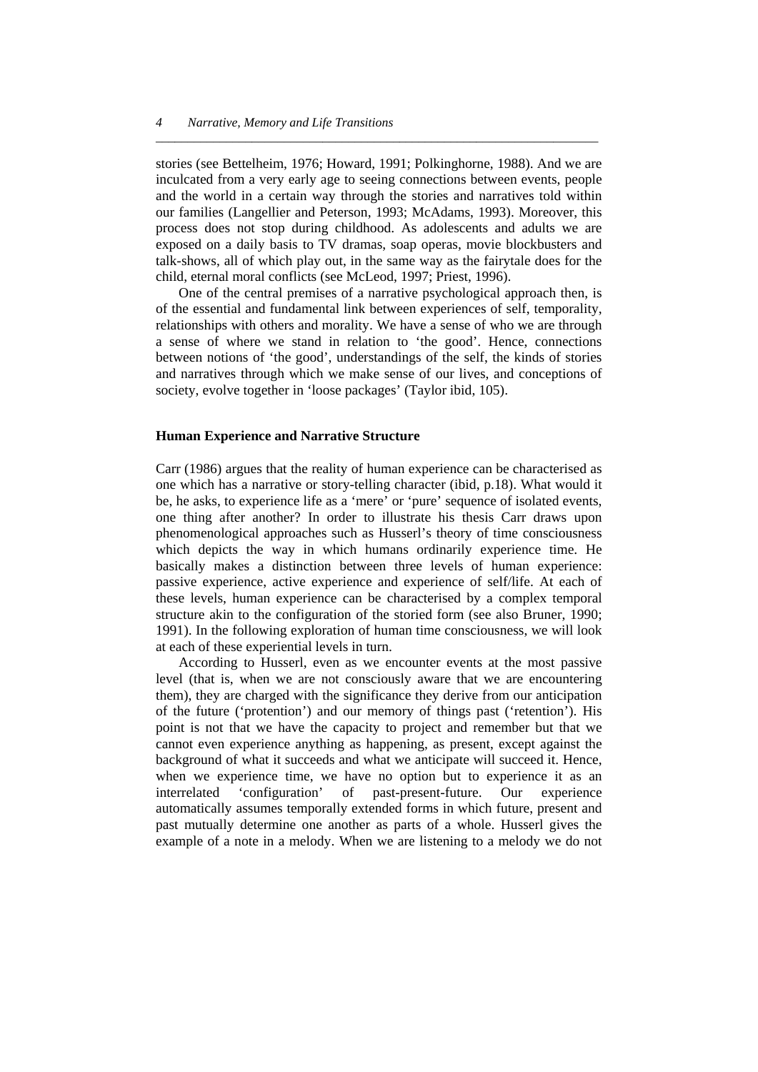stories (see Bettelheim, 1976; Howard, 1991; Polkinghorne, 1988). And we are inculcated from a very early age to seeing connections between events, people and the world in a certain way through the stories and narratives told within our families (Langellier and Peterson, 1993; McAdams, 1993). Moreover, this process does not stop during childhood. As adolescents and adults we are exposed on a daily basis to TV dramas, soap operas, movie blockbusters and talk-shows, all of which play out, in the same way as the fairytale does for the child, eternal moral conflicts (see McLeod, 1997; Priest, 1996).

One of the central premises of a narrative psychological approach then, is of the essential and fundamental link between experiences of self, temporality, relationships with others and morality. We have a sense of who we are through a sense of where we stand in relation to 'the good'. Hence, connections between notions of 'the good', understandings of the self, the kinds of stories and narratives through which we make sense of our lives, and conceptions of society, evolve together in 'loose packages' (Taylor ibid, 105).

## Human Experience and Narrative Structure

Carr (1986) argues that the reality of human experience can be characterised as one which has a narrative or story-telling character (ibid, p.18). What would it be, he asks, to experience life as a 'mere' or 'pure' sequence of isolated events, one thing after another? In order to illustrate his thesis Carr draws upon phenomenological approaches such as Husserl's theory of time consciousness which depicts the way in which humans ordinarily experience time. He basically makes a distinction between three levels of human experience: passive experience, active experience and experience of self/life. At each of these levels, human experience can be characterised by a complex temporal structure akin to the configuration of the storied form (see also Bruner, 1990; 1991). In the following exploration of human time consciousness, we will look at each of these experiential levels in turn.

According to Husserl, even as we encounter events at the most passive level (that is, when we are not consciously aware that we are encountering them), they are charged with the significance they derive from our anticipation of the future ('protention') and our memory of things past ('retention'). His point is not that we have the capacity to project and remember but that we cannot even experience anything as happening, as present, except against the background of what it succeeds and what we anticipate will succeed it. Hence, when we experience time, we have no option but to experience it as an interrelated 'configuration' of past-present-future. Our experience automatically assumes temporally extended forms in which future, present and past mutually determine one another as parts of a whole. Husserl gives the example of a note in a melody. When we are listening to a melody we do not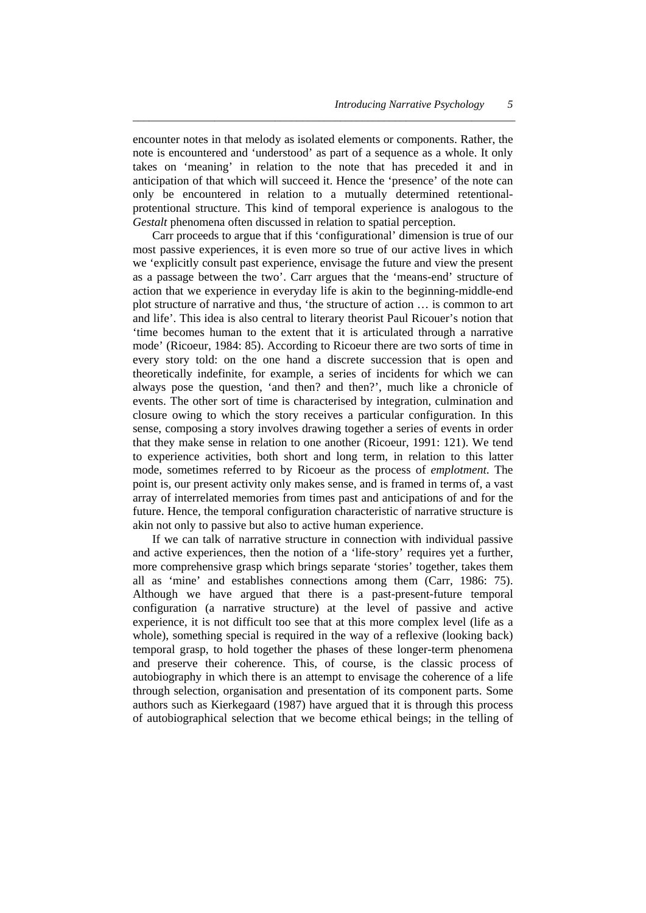encounter notes in that melody as isolated elements or components. Rather, the note is encountered and 'understood' as part of a sequence as a whole. It only takes on 'meaning' in relation to the note that has preceded it and in anticipation of that which will succeed it. Hence the 'presence' of the note can only be encountered in relation to a mutually determined retentional-protentional structure. This kind of temporal experience is analogous to the *Gestalt* phenomena often discussed in relation to spatial perception.

Carr proceeds to argue that if this 'configurational' dimension is true of our most passive experiences, it is even more so true of our active lives in which we 'explicitly consult past experience, envisage the future and view the present as a passage between the two'. Carr argues that the 'means-end' structure of action that we experience in everyday life is akin to the beginning-middle-end plot structure of narrative and thus, 'the structure of action … is common to art and life'. This idea is also central to literary theorist Paul Ricouer's notion that 'time becomes human to the extent that it is articulated through a narrative mode' (Ricoeur, 1984: 85). According to Ricoeur there are two sorts of time in every story told: on the one hand a discrete succession that is open and theoretically indefinite, for example, a series of incidents for which we can always pose the question, 'and then? and then?', much like a chronicle of events. The other sort of time is characterised by integration, culmination and closure owing to which the story receives a particular configuration. In this sense, composing a story involves drawing together a series of events in order that they make sense in relation to one another (Ricoeur, 1991: 121). We tend to experience activities, both short and long term, in relation to this latter mode, sometimes referred to by Ricoeur as the process of *emplotment*. The point is, our present activity only makes sense, and is framed in terms of, a vast array of interrelated memories from times past and anticipations of and for the future. Hence, the temporal configuration characteristic of narrative structure is akin not only to passive but also to active human experience.

If we can talk of narrative structure in connection with individual passive and active experiences, then the notion of a 'life-story' requires yet a further, more comprehensive grasp which brings separate 'stories' together, takes them all as 'mine' and establishes connections among them (Carr, 1986: 75). Although we have argued that there is a past-present-future temporal configuration (a narrative structure) at the level of passive and active experience, it is not difficult too see that at this more complex level (life as a whole), something special is required in the way of a reflexive (looking back) temporal grasp, to hold together the phases of these longer-term phenomena and preserve their coherence. This, of course, is the classic process of autobiography in which there is an attempt to envisage the coherence of a life through selection, organisation and presentation of its component parts. Some authors such as Kierkegaard (1987) have argued that it is through this process of autobiographical selection that we become ethical beings; in the telling of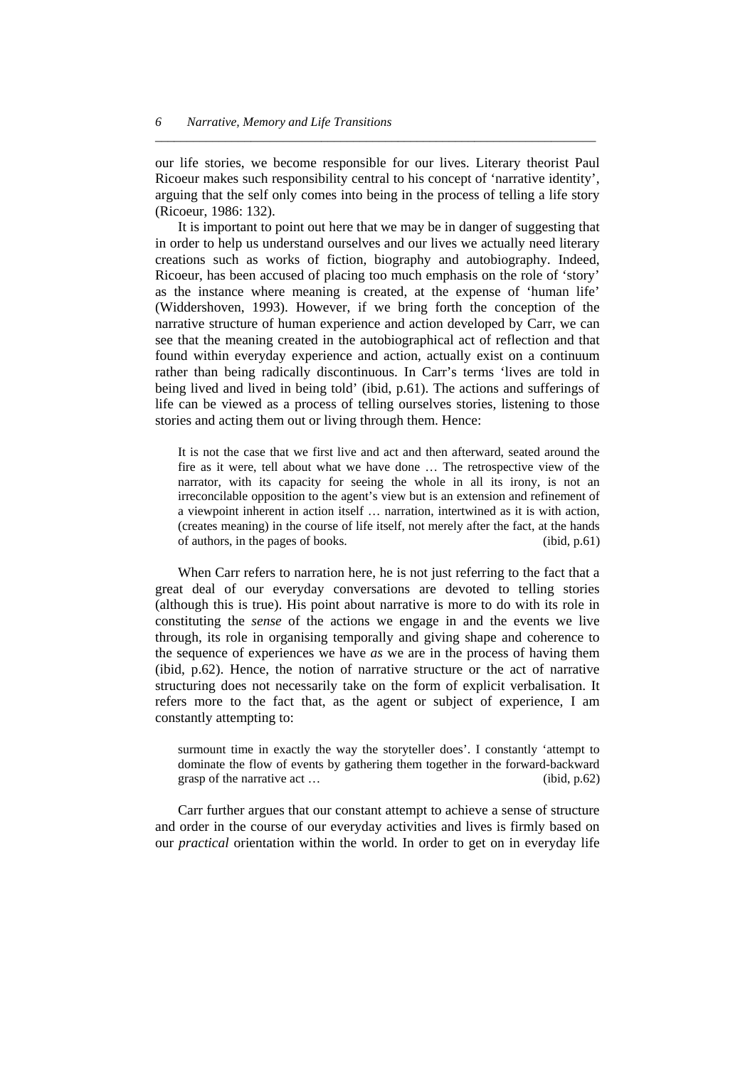our life stories, we become responsible for our lives. Literary theorist Paul Ricoeur makes such responsibility central to his concept of 'narrative identity', arguing that the self only comes into being in the process of telling a life story (Ricoeur, 1986: 132).

It is important to point out here that we may be in danger of suggesting that in order to help us understand ourselves and our lives we actually need literary creations such as works of fiction, biography and autobiography. Indeed, Ricoeur, has been accused of placing too much emphasis on the role of 'story' as the instance where meaning is created, at the expense of 'human life' (Widdershoven, 1993). However, if we bring forth the conception of the narrative structure of human experience and action developed by Carr, we can see that the meaning created in the autobiographical act of reflection and that found within everyday experience and action, actually exist on a continuum rather than being radically discontinuous. In Carr's terms 'lives are told in being lived and lived in being told' (ibid, p.61). The actions and sufferings of life can be viewed as a process of telling ourselves stories, listening to those stories and acting them out or living through them. Hence:

> It is not the case that we first live and act and then afterward, seated around the fire as it were, tell about what we have done … The retrospective view of the narrator, with its capacity for seeing the whole in all its irony, is not an irreconcilable opposition to the agent's view but is an extension and refinement of a viewpoint inherent in action itself … narration, intertwined as it is with action, (creates meaning) in the course of life itself, not merely after the fact, at the hands of authors, in the pages of books. (ibid, p.61)

When Carr refers to narration here, he is not just referring to the fact that a great deal of our everyday conversations are devoted to telling stories (although this is true). His point about narrative is more to do with its role in constituting the *sense* of the actions we engage in and the events we live through, its role in organising temporally and giving shape and coherence to the sequence of experiences we have *as* we are in the process of having them (ibid, p.62). Hence, the notion of narrative structure or the act of narrative structuring does not necessarily take on the form of explicit verbalisation. It refers more to the fact that, as the agent or subject of experience, I am constantly attempting to:

> surmount time in exactly the way the storyteller does'. I constantly 'attempt to dominate the flow of events by gathering them together in the forward-backward grasp of the narrative act … (ibid, p.62)

Carr further argues that our constant attempt to achieve a sense of structure and order in the course of our everyday activities and lives is firmly based on our *practical* orientation within the world. In order to get on in everyday life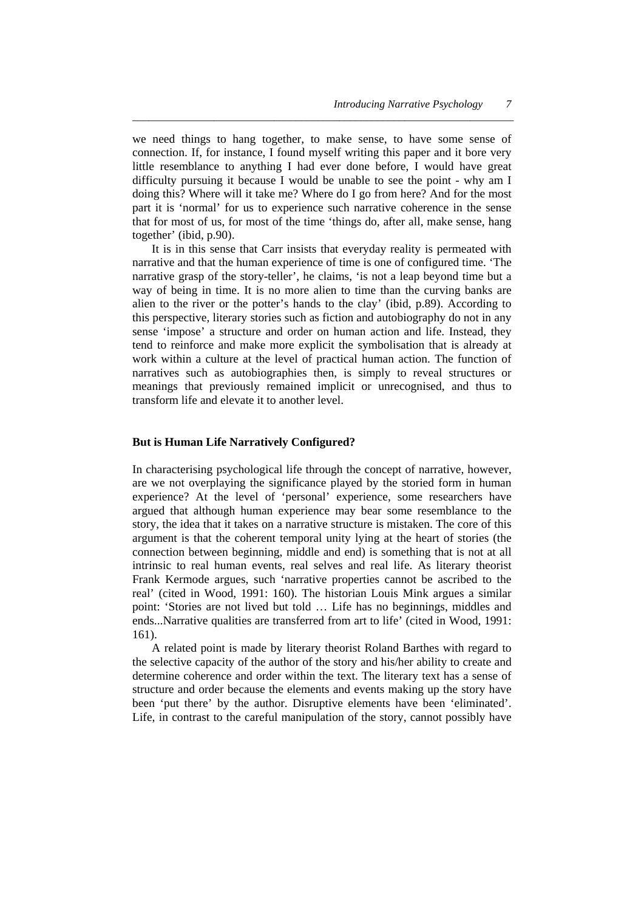we need things to hang together, to make sense, to have some sense of connection. If, for instance, I found myself writing this paper and it bore very little resemblance to anything I had ever done before, I would have great difficulty pursuing it because I would be unable to see the point - why am I doing this? Where will it take me? Where do I go from here? And for the most part it is 'normal' for us to experience such narrative coherence in the sense that for most of us, for most of the time 'things do, after all, make sense, hang together' (ibid, p.90).

It is in this sense that Carr insists that everyday reality is permeated with narrative and that the human experience of time is one of configured time. 'The narrative grasp of the story-teller', he claims, 'is not a leap beyond time but a way of being in time. It is no more alien to time than the curving banks are alien to the river or the potter's hands to the clay' (ibid, p.89). According to this perspective, literary stories such as fiction and autobiography do not in any sense 'impose' a structure and order on human action and life. Instead, they tend to reinforce and make more explicit the symbolisation that is already at work within a culture at the level of practical human action. The function of narratives such as autobiographies then, is simply to reveal structures or meanings that previously remained implicit or unrecognised, and thus to transform life and elevate it to another level.

## But is Human Life Narratively Configured?

In characterising psychological life through the concept of narrative, however, are we not overplaying the significance played by the storied form in human experience? At the level of 'personal' experience, some researchers have argued that although human experience may bear some resemblance to the story, the idea that it takes on a narrative structure is mistaken. The core of this argument is that the coherent temporal unity lying at the heart of stories (the connection between beginning, middle and end) is something that is not at all intrinsic to real human events, real selves and real life. As literary theorist Frank Kermode argues, such 'narrative properties cannot be ascribed to the real' (cited in Wood, 1991: 160). The historian Louis Mink argues a similar point: 'Stories are not lived but told … Life has no beginnings, middles and ends...Narrative qualities are transferred from art to life' (cited in Wood, 1991: 161).

A related point is made by literary theorist Roland Barthes with regard to the selective capacity of the author of the story and his/her ability to create and determine coherence and order within the text. The literary text has a sense of structure and order because the elements and events making up the story have been 'put there' by the author. Disruptive elements have been 'eliminated'. Life, in contrast to the careful manipulation of the story, cannot possibly have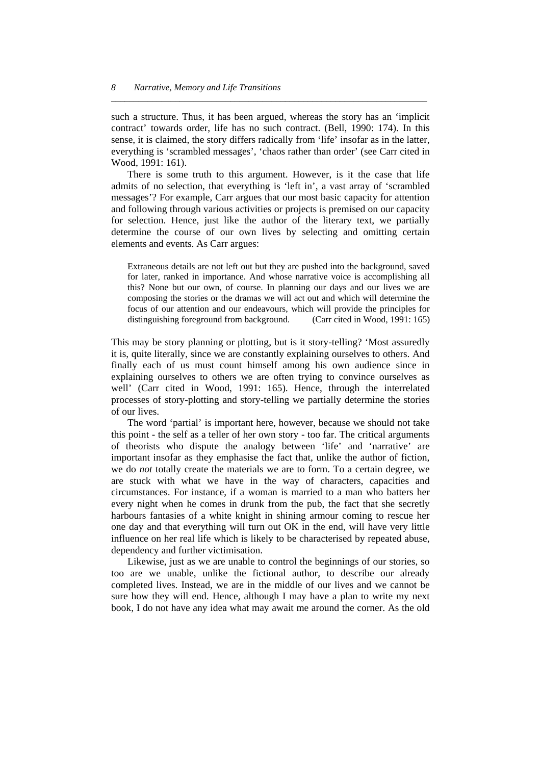such a structure. Thus, it has been argued, whereas the story has an 'implicit contract' towards order, life has no such contract. (Bell, 1990: 174). In this sense, it is claimed, the story differs radically from 'life' insofar as in the latter, everything is 'scrambled messages', 'chaos rather than order' (see Carr cited in Wood, 1991: 161).

There is some truth to this argument. However, is it the case that life admits of no selection, that everything is 'left in', a vast array of 'scrambled messages'? For example, Carr argues that our most basic capacity for attention and following through various activities or projects is premised on our capacity for selection. Hence, just like the author of the literary text, we partially determine the course of our own lives by selecting and omitting certain elements and events. As Carr argues:

> Extraneous details are not left out but they are pushed into the background, saved for later, ranked in importance. And whose narrative voice is accomplishing all this? None but our own, of course. In planning our days and our lives we are composing the stories or the dramas we will act out and which will determine the focus of our attention and our endeavours, which will provide the principles for distinguishing foreground from background. (Carr cited in Wood, 1991: 165)

This may be story planning or plotting, but is it story-telling? 'Most assuredly it is, quite literally, since we are constantly explaining ourselves to others. And finally each of us must count himself among his own audience since in explaining ourselves to others we are often trying to convince ourselves as well' (Carr cited in Wood, 1991: 165). Hence, through the interrelated processes of story-plotting and story-telling we partially determine the stories of our lives.

The word 'partial' is important here, however, because we should not take this point - the self as a teller of her own story - too far. The critical arguments of theorists who dispute the analogy between 'life' and 'narrative' are important insofar as they emphasise the fact that, unlike the author of fiction, we do *not* totally create the materials we are to form. To a certain degree, we are stuck with what we have in the way of characters, capacities and circumstances. For instance, if a woman is married to a man who batters her every night when he comes in drunk from the pub, the fact that she secretly harbours fantasies of a white knight in shining armour coming to rescue her one day and that everything will turn out OK in the end, will have very little influence on her real life which is likely to be characterised by repeated abuse, dependency and further victimisation.

Likewise, just as we are unable to control the beginnings of our stories, so too are we unable, unlike the fictional author, to describe our already completed lives. Instead, we are in the middle of our lives and we cannot be sure how they will end. Hence, although I may have a plan to write my next book, I do not have any idea what may await me around the corner. As the old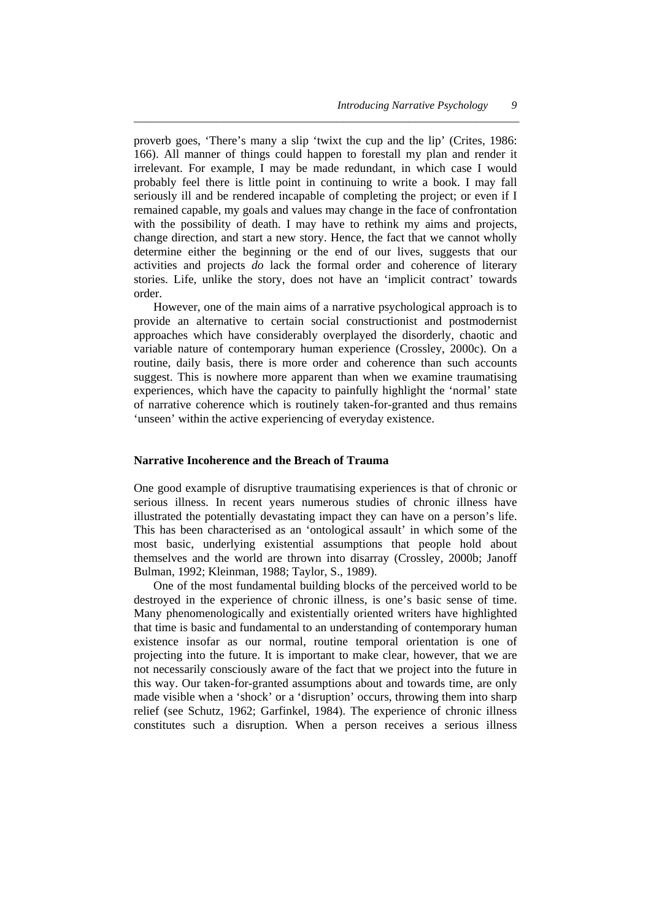proverb goes, 'There's many a slip 'twixt the cup and the lip' (Crites, 1986: 166). All manner of things could happen to forestall my plan and render it irrelevant. For example, I may be made redundant, in which case I would probably feel there is little point in continuing to write a book. I may fall seriously ill and be rendered incapable of completing the project; or even if I remained capable, my goals and values may change in the face of confrontation with the possibility of death. I may have to rethink my aims and projects, change direction, and start a new story. Hence, the fact that we cannot wholly determine either the beginning or the end of our lives, suggests that our activities and projects *do* lack the formal order and coherence of literary stories. Life, unlike the story, does not have an 'implicit contract' towards order.

However, one of the main aims of a narrative psychological approach is to provide an alternative to certain social constructionist and postmodernist approaches which have considerably overplayed the disorderly, chaotic and variable nature of contemporary human experience (Crossley, 2000c). On a routine, daily basis, there is more order and coherence than such accounts suggest. This is nowhere more apparent than when we examine traumatising experiences, which have the capacity to painfully highlight the 'normal' state of narrative coherence which is routinely taken-for-granted and thus remains 'unseen' within the active experiencing of everyday existence.

### Narrative Incoherence and the Breach of Trauma

One good example of disruptive traumatising experiences is that of chronic or serious illness. In recent years numerous studies of chronic illness have illustrated the potentially devastating impact they can have on a person's life. This has been characterised as an 'ontological assault' in which some of the most basic, underlying existential assumptions that people hold about themselves and the world are thrown into disarray (Crossley, 2000b; Janoff Bulman, 1992; Kleinman, 1988; Taylor, S., 1989).

One of the most fundamental building blocks of the perceived world to be destroyed in the experience of chronic illness, is one's basic sense of time. Many phenomenologically and existentially oriented writers have highlighted that time is basic and fundamental to an understanding of contemporary human existence insofar as our normal, routine temporal orientation is one of projecting into the future. It is important to make clear, however, that we are not necessarily consciously aware of the fact that we project into the future in this way. Our taken-for-granted assumptions about and towards time, are only made visible when a 'shock' or a 'disruption' occurs, throwing them into sharp relief (see Schutz, 1962; Garfinkel, 1984). The experience of chronic illness constitutes such a disruption. When a person receives a serious illness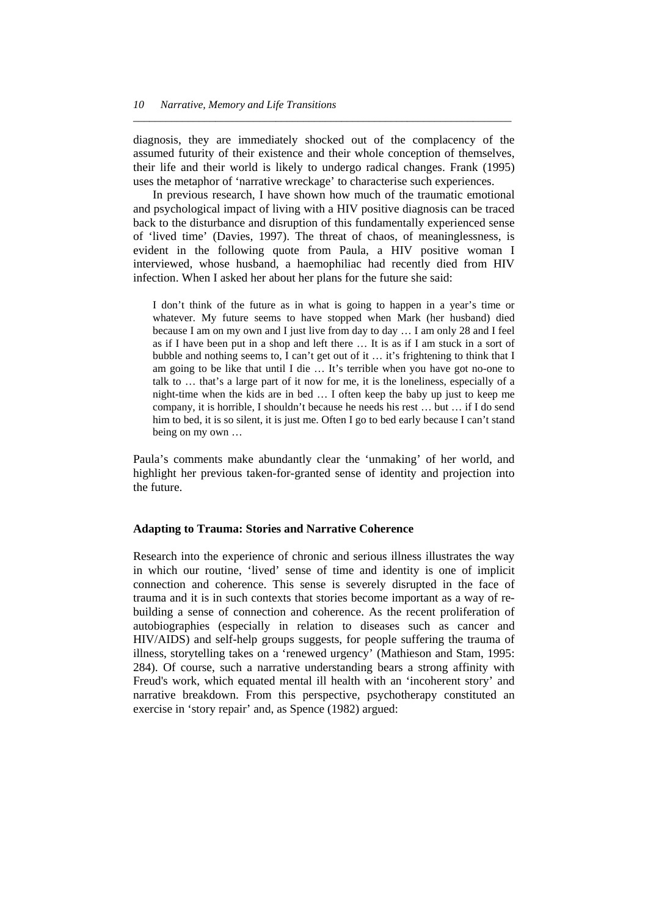diagnosis, they are immediately shocked out of the complacency of the assumed futurity of their existence and their whole conception of themselves, their life and their world is likely to undergo radical changes. Frank (1995) uses the metaphor of 'narrative wreckage' to characterise such experiences.

In previous research, I have shown how much of the traumatic emotional and psychological impact of living with a HIV positive diagnosis can be traced back to the disturbance and disruption of this fundamentally experienced sense of 'lived time' (Davies, 1997). The threat of chaos, of meaninglessness, is evident in the following quote from Paula, a HIV positive woman I interviewed, whose husband, a haemophiliac had recently died from HIV infection. When I asked her about her plans for the future she said:

> I don't think of the future as in what is going to happen in a year's time or whatever. My future seems to have stopped when Mark (her husband) died because I am on my own and I just live from day to day … I am only 28 and I feel as if I have been put in a shop and left there … It is as if I am stuck in a sort of bubble and nothing seems to, I can't get out of it … it's frightening to think that I am going to be like that until I die … It's terrible when you have got no-one to talk to … that's a large part of it now for me, it is the loneliness, especially of a night-time when the kids are in bed … I often keep the baby up just to keep me company, it is horrible, I shouldn't because he needs his rest … but … if I do send him to bed, it is so silent, it is just me. Often I go to bed early because I can't stand being on my own …

Paula's comments make abundantly clear the 'unmaking' of her world, and highlight her previous taken-for-granted sense of identity and projection into the future.

### Adapting to Trauma: Stories and Narrative Coherence

Research into the experience of chronic and serious illness illustrates the way in which our routine, 'lived' sense of time and identity is one of implicit connection and coherence. This sense is severely disrupted in the face of trauma and it is in such contexts that stories become important as a way of re-building a sense of connection and coherence. As the recent proliferation of autobiographies (especially in relation to diseases such as cancer and HIV/AIDS) and self-help groups suggests, for people suffering the trauma of illness, storytelling takes on a 'renewed urgency' (Mathieson and Stam, 1995: 284). Of course, such a narrative understanding bears a strong affinity with Freud's work, which equated mental ill health with an 'incoherent story' and narrative breakdown. From this perspective, psychotherapy constituted an exercise in 'story repair' and, as Spence (1982) argued: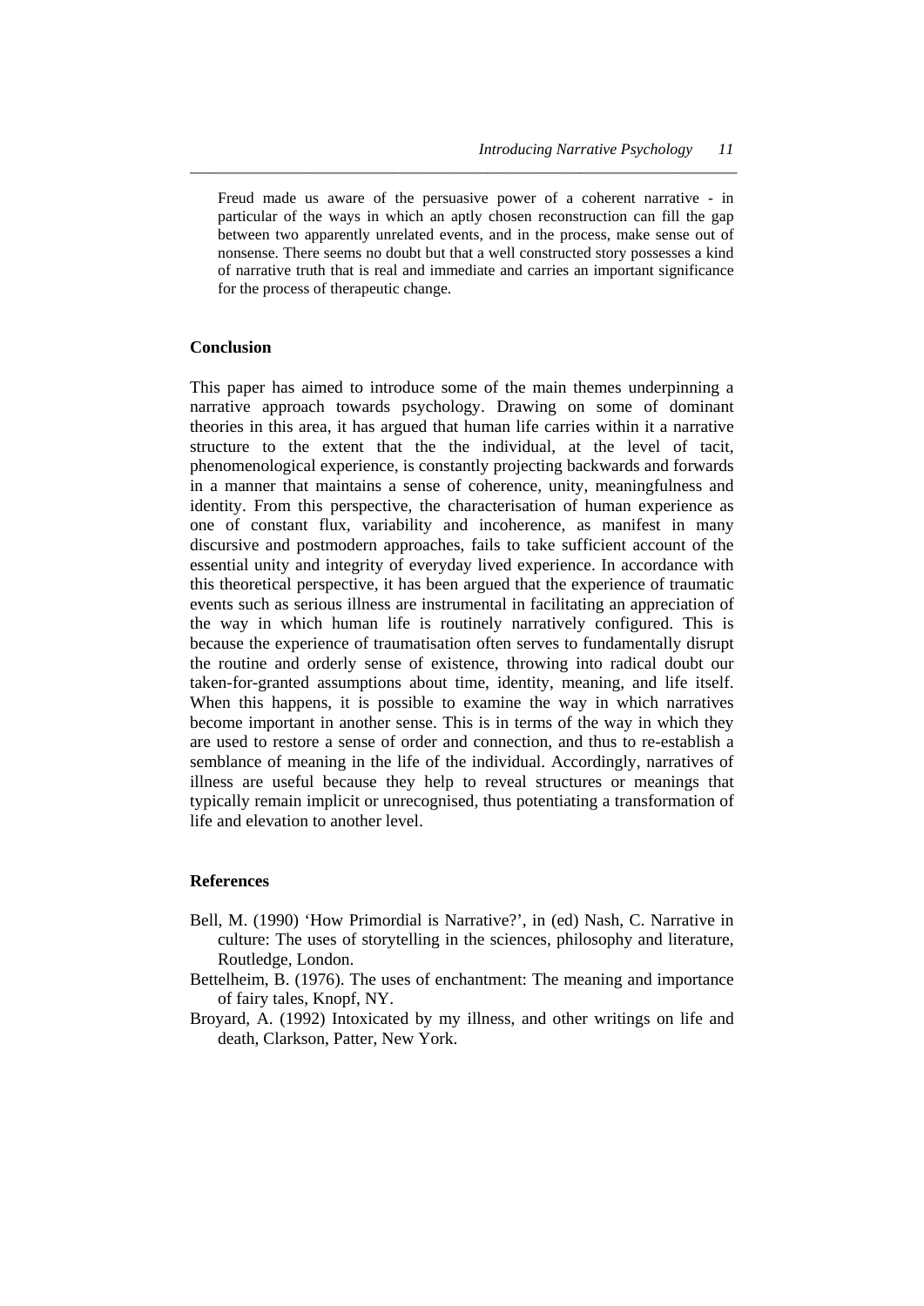> Freud made us aware of the persuasive power of a coherent narrative - in particular of the ways in which an aptly chosen reconstruction can fill the gap between two apparently unrelated events, and in the process, make sense out of nonsense. There seems no doubt but that a well constructed story possesses a kind of narrative truth that is real and immediate and carries an important significance for the process of therapeutic change.

## Conclusion

This paper has aimed to introduce some of the main themes underpinning a narrative approach towards psychology. Drawing on some of dominant theories in this area, it has argued that human life carries within it a narrative structure to the extent that the the individual, at the level of tacit, phenomenological experience, is constantly projecting backwards and forwards in a manner that maintains a sense of coherence, unity, meaningfulness and identity. From this perspective, the characterisation of human experience as one of constant flux, variability and incoherence, as manifest in many discursive and postmodern approaches, fails to take sufficient account of the essential unity and integrity of everyday lived experience. In accordance with this theoretical perspective, it has been argued that the experience of traumatic events such as serious illness are instrumental in facilitating an appreciation of the way in which human life is routinely narratively configured. This is because the experience of traumatisation often serves to fundamentally disrupt the routine and orderly sense of existence, throwing into radical doubt our taken-for-granted assumptions about time, identity, meaning, and life itself. When this happens, it is possible to examine the way in which narratives become important in another sense. This is in terms of the way in which they are used to restore a sense of order and connection, and thus to re-establish a semblance of meaning in the life of the individual. Accordingly, narratives of illness are useful because they help to reveal structures or meanings that typically remain implicit or unrecognised, thus potentiating a transformation of life and elevation to another level.

## References

Bell, M. (1990) 'How Primordial is Narrative?', in (ed) Nash, C. Narrative in culture: The uses of storytelling in the sciences, philosophy and literature, Routledge, London.

Bettelheim, B. (1976). The uses of enchantment: The meaning and importance of fairy tales, Knopf, NY.

Broyard, A. (1992) Intoxicated by my illness, and other writings on life and death, Clarkson, Patter, New York.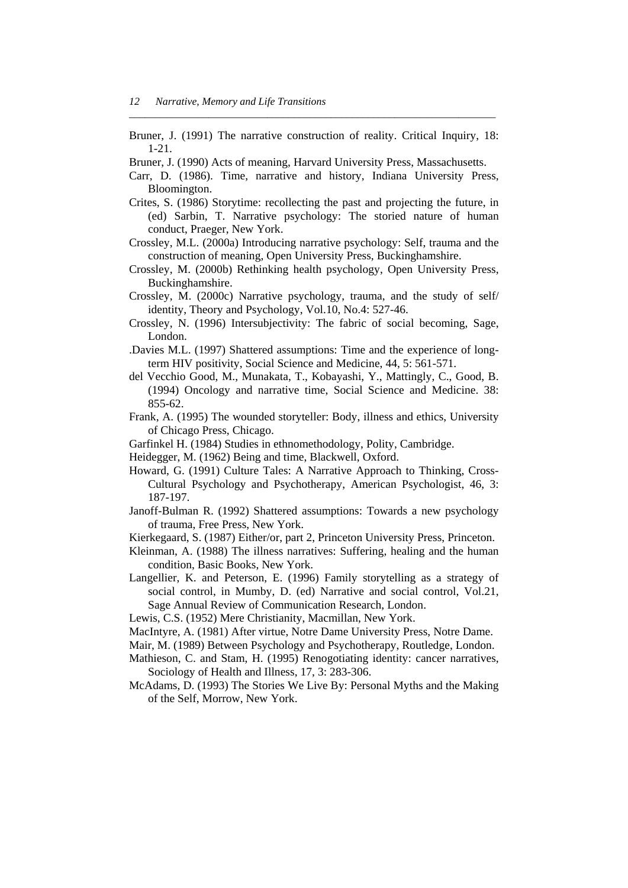Bruner, J. (1991) The narrative construction of reality. Critical Inquiry, 18: 1-21.

Bruner, J. (1990) Acts of meaning, Harvard University Press, Massachusetts.

Carr, D. (1986). Time, narrative and history, Indiana University Press, Bloomington.

Crites, S. (1986) Storytime: recollecting the past and projecting the future, in (ed) Sarbin, T. Narrative psychology: The storied nature of human conduct, Praeger, New York.

Crossley, M.L. (2000a) Introducing narrative psychology: Self, trauma and the construction of meaning, Open University Press, Buckinghamshire.

Crossley, M. (2000b) Rethinking health psychology, Open University Press, Buckinghamshire.

Crossley, M. (2000c) Narrative psychology, trauma, and the study of self/ identity, Theory and Psychology, Vol.10, No.4: 527-46.

Crossley, N. (1996) Intersubjectivity: The fabric of social becoming, Sage, London.

.Davies M.L. (1997) Shattered assumptions: Time and the experience of long-term HIV positivity, Social Science and Medicine, 44, 5: 561-571.

del Vecchio Good, M., Munakata, T., Kobayashi, Y., Mattingly, C., Good, B. (1994) Oncology and narrative time, Social Science and Medicine. 38: 855-62.

Frank, A. (1995) The wounded storyteller: Body, illness and ethics, University of Chicago Press, Chicago.

Garfinkel H. (1984) Studies in ethnomethodology, Polity, Cambridge.

Heidegger, M. (1962) Being and time, Blackwell, Oxford.

Howard, G. (1991) Culture Tales: A Narrative Approach to Thinking, Cross-Cultural Psychology and Psychotherapy, American Psychologist, 46, 3: 187-197.

Janoff-Bulman R. (1992) Shattered assumptions: Towards a new psychology of trauma, Free Press, New York.

Kierkegaard, S. (1987) Either/or, part 2, Princeton University Press, Princeton.

Kleinman, A. (1988) The illness narratives: Suffering, healing and the human condition, Basic Books, New York.

Langellier, K. and Peterson, E. (1996) Family storytelling as a strategy of social control, in Mumby, D. (ed) Narrative and social control, Vol.21, Sage Annual Review of Communication Research, London.

Lewis, C.S. (1952) Mere Christianity, Macmillan, New York.

MacIntyre, A. (1981) After virtue, Notre Dame University Press, Notre Dame.

Mair, M. (1989) Between Psychology and Psychotherapy, Routledge, London.

Mathieson, C. and Stam, H. (1995) Renogotiating identity: cancer narratives, Sociology of Health and Illness, 17, 3: 283-306.

McAdams, D. (1993) The Stories We Live By: Personal Myths and the Making of the Self, Morrow, New York.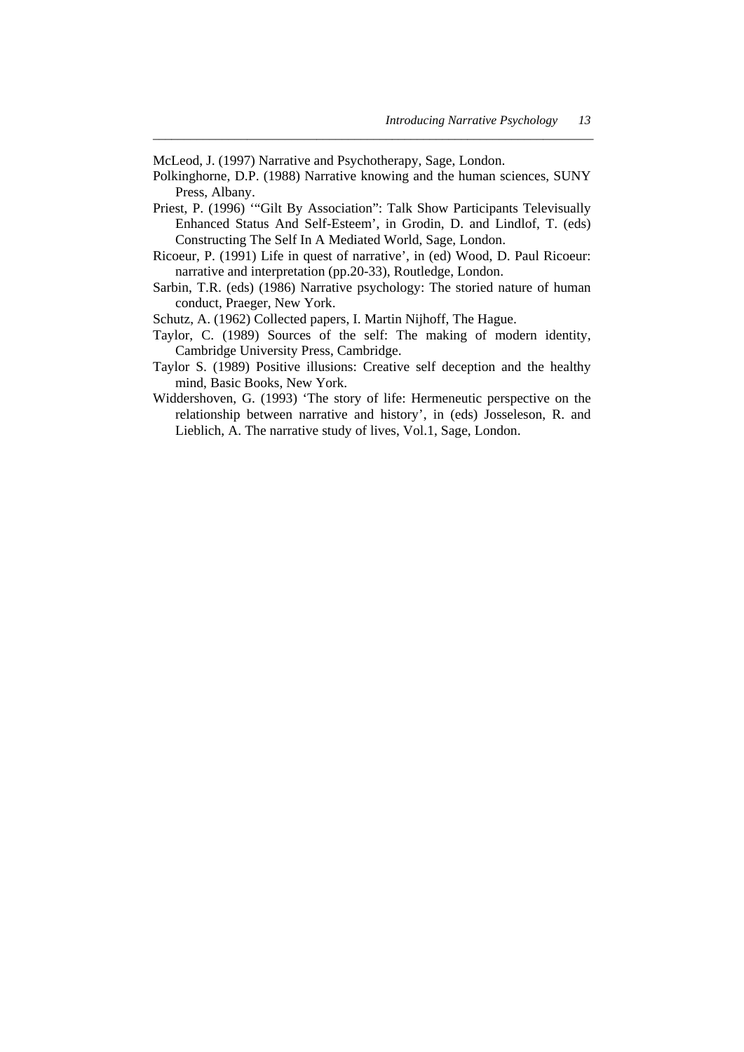McLeod, J. (1997) Narrative and Psychotherapy, Sage, London.

Polkinghorne, D.P. (1988) Narrative knowing and the human sciences, SUNY Press, Albany.

Priest, P. (1996) '"Gilt By Association": Talk Show Participants Televisually Enhanced Status And Self-Esteem', in Grodin, D. and Lindlof, T. (eds) Constructing The Self In A Mediated World, Sage, London.

Ricoeur, P. (1991) Life in quest of narrative', in (ed) Wood, D. Paul Ricoeur: narrative and interpretation (pp.20-33), Routledge, London.

Sarbin, T.R. (eds) (1986) Narrative psychology: The storied nature of human conduct, Praeger, New York.

Schutz, A. (1962) Collected papers, I. Martin Nijhoff, The Hague.

Taylor, C. (1989) Sources of the self: The making of modern identity, Cambridge University Press, Cambridge.

Taylor S. (1989) Positive illusions: Creative self deception and the healthy mind, Basic Books, New York.

Widdershoven, G. (1993) 'The story of life: Hermeneutic perspective on the relationship between narrative and history', in (eds) Josseleson, R. and Lieblich, A. The narrative study of lives, Vol.1, Sage, London.